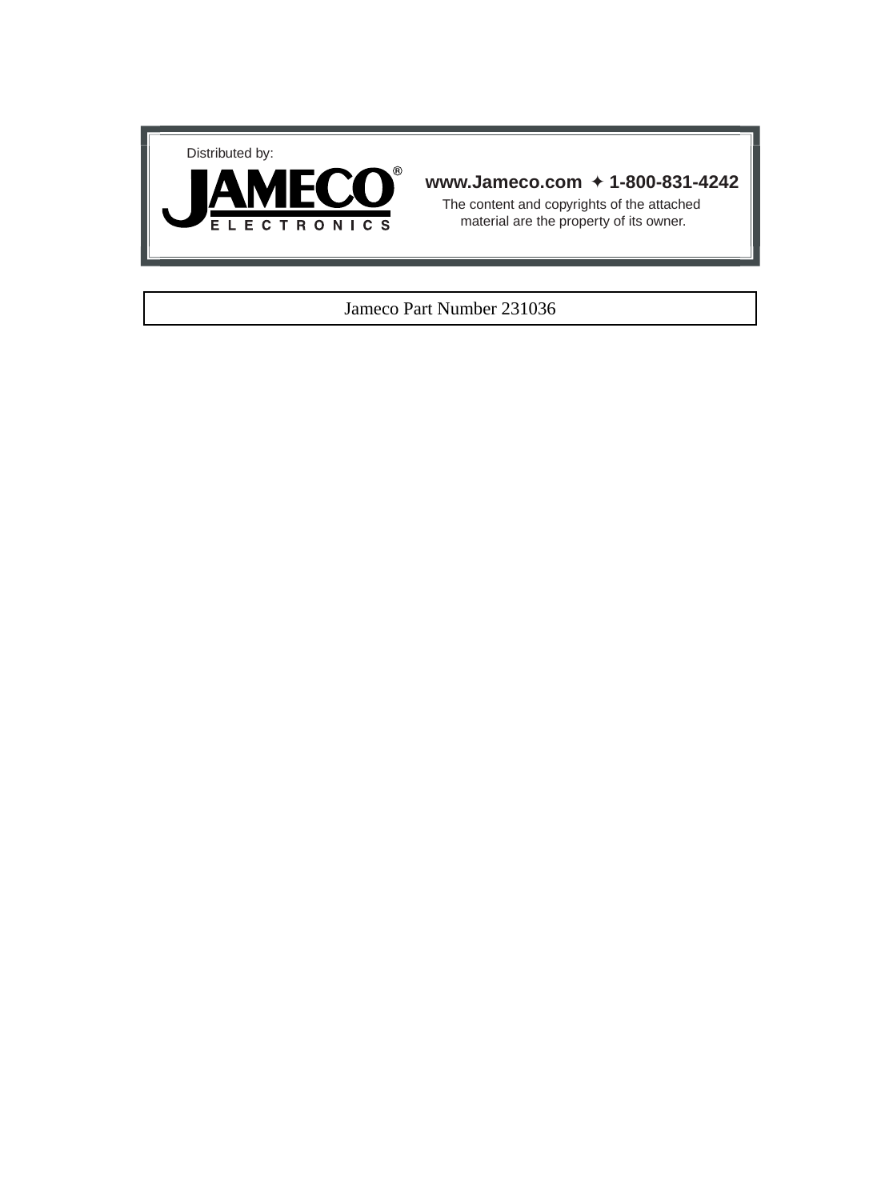Distributed by:

**JAMECO®**
ELECTRONICS

**www.Jameco.com ✦ 1-800-831-4242**

The content and copyrights of the attached material are the property of its owner.

Jameco Part Number 231036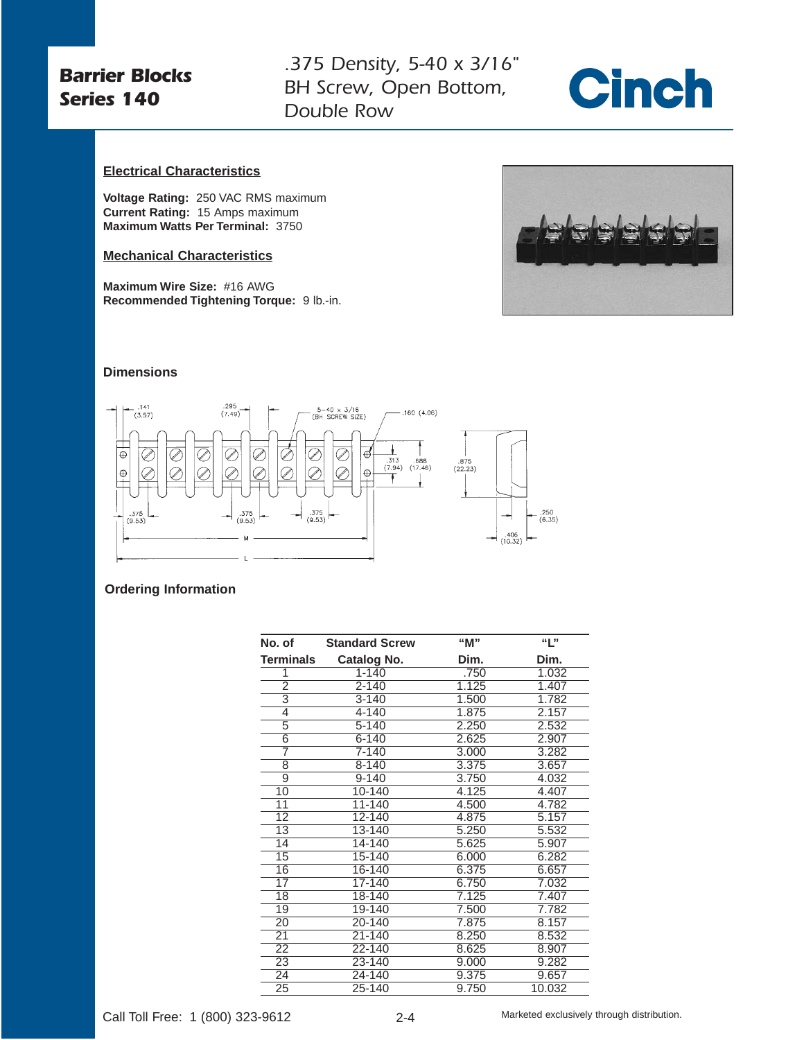# Barrier Blocks Series 140

*.375 Density, 5-40 x 3/16" BH Screw, Open Bottom, Double Row*

**Cinch**

## Electrical Characteristics

**Voltage Rating:** 250 VAC RMS maximum
**Current Rating:** 15 Amps maximum
**Maximum Watts Per Terminal:** 3750

## Mechanical Characteristics

**Maximum Wire Size:** #16 AWG
**Recommended Tightening Torque:** 9 lb.-in.

### Dimensions

.141 (3.57) .295 (7.49) 5-40 x 3/16 (BH SCREW SIZE) .160 (4.06) .313 (7.94) .688 (17.48) .875 (22.23) .375 (9.53) .375 (9.53) .375 (9.53) M L .250 (6.35) .406 (10.32)

### Ordering Information

| No. of Terminals | Standard Screw Catalog No. | "M" Dim. | "L" Dim. |
|---|---|---|---|
| 1 | 1-140 | .750 | 1.032 |
| 2 | 2-140 | 1.125 | 1.407 |
| 3 | 3-140 | 1.500 | 1.782 |
| 4 | 4-140 | 1.875 | 2.157 |
| 5 | 5-140 | 2.250 | 2.532 |
| 6 | 6-140 | 2.625 | 2.907 |
| 7 | 7-140 | 3.000 | 3.282 |
| 8 | 8-140 | 3.375 | 3.657 |
| 9 | 9-140 | 3.750 | 4.032 |
| 10 | 10-140 | 4.125 | 4.407 |
| 11 | 11-140 | 4.500 | 4.782 |
| 12 | 12-140 | 4.875 | 5.157 |
| 13 | 13-140 | 5.250 | 5.532 |
| 14 | 14-140 | 5.625 | 5.907 |
| 15 | 15-140 | 6.000 | 6.282 |
| 16 | 16-140 | 6.375 | 6.657 |
| 17 | 17-140 | 6.750 | 7.032 |
| 18 | 18-140 | 7.125 | 7.407 |
| 19 | 19-140 | 7.500 | 7.782 |
| 20 | 20-140 | 7.875 | 8.157 |
| 21 | 21-140 | 8.250 | 8.532 |
| 22 | 22-140 | 8.625 | 8.907 |
| 23 | 23-140 | 9.000 | 9.282 |
| 24 | 24-140 | 9.375 | 9.657 |
| 25 | 25-140 | 9.750 | 10.032 |

Call Toll Free: 1 (800) 323-9612

Marketed exclusively through distribution.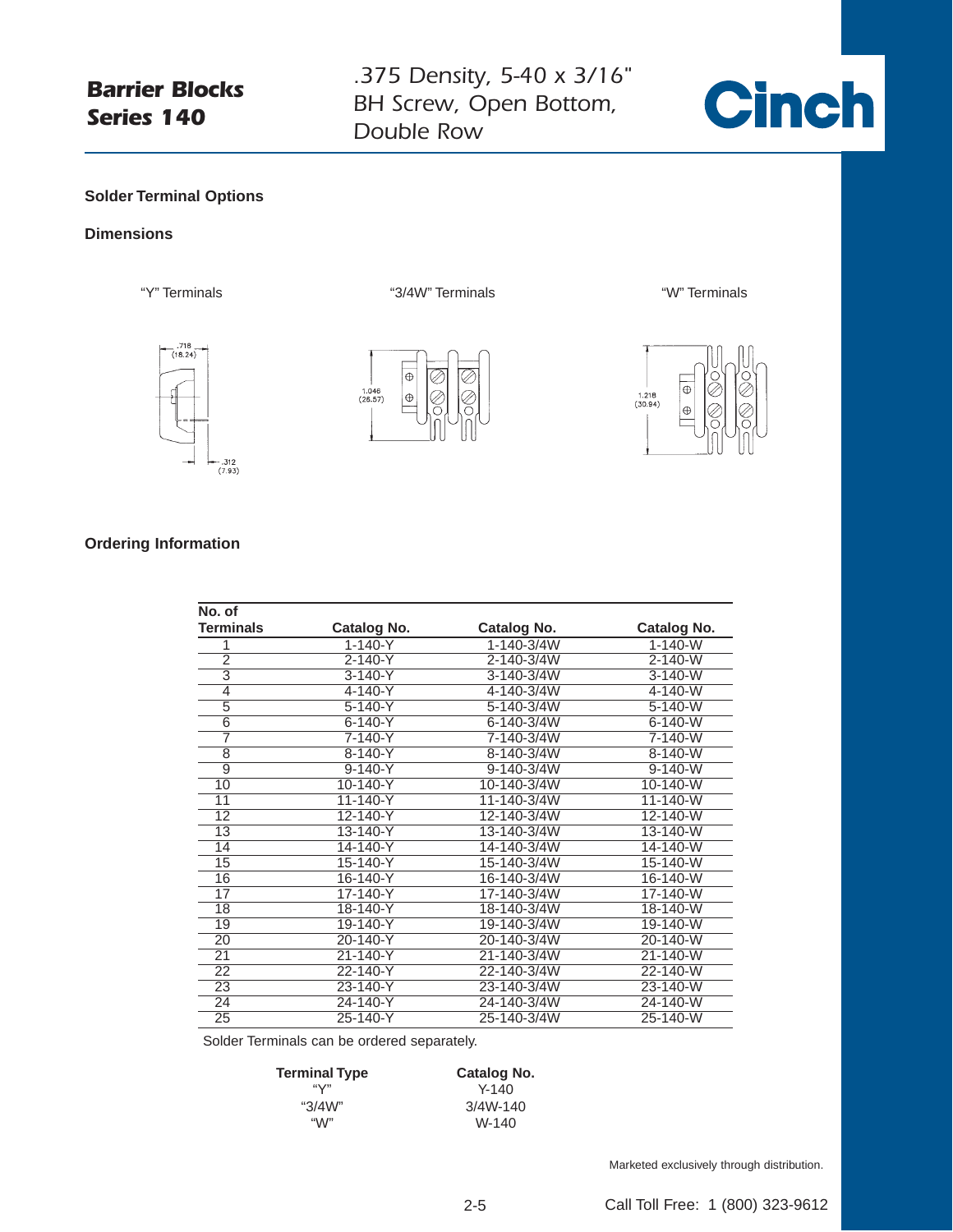# Barrier Blocks Series 140

*.375 Density, 5-40 x 3/16" BH Screw, Open Bottom, Double Row*

Cinch

### Solder Terminal Options

### Dimensions

"Y" Terminals

.718 (18.24)

.312 (7.93)

"3/4W" Terminals

1.046 (26.57)

"W" Terminals

1.218 (30.94)

### Ordering Information

| No. of Terminals | Catalog No. | Catalog No. | Catalog No. |
|---|---|---|---|
| 1 | 1-140-Y | 1-140-3/4W | 1-140-W |
| 2 | 2-140-Y | 2-140-3/4W | 2-140-W |
| 3 | 3-140-Y | 3-140-3/4W | 3-140-W |
| 4 | 4-140-Y | 4-140-3/4W | 4-140-W |
| 5 | 5-140-Y | 5-140-3/4W | 5-140-W |
| 6 | 6-140-Y | 6-140-3/4W | 6-140-W |
| 7 | 7-140-Y | 7-140-3/4W | 7-140-W |
| 8 | 8-140-Y | 8-140-3/4W | 8-140-W |
| 9 | 9-140-Y | 9-140-3/4W | 9-140-W |
| 10 | 10-140-Y | 10-140-3/4W | 10-140-W |
| 11 | 11-140-Y | 11-140-3/4W | 11-140-W |
| 12 | 12-140-Y | 12-140-3/4W | 12-140-W |
| 13 | 13-140-Y | 13-140-3/4W | 13-140-W |
| 14 | 14-140-Y | 14-140-3/4W | 14-140-W |
| 15 | 15-140-Y | 15-140-3/4W | 15-140-W |
| 16 | 16-140-Y | 16-140-3/4W | 16-140-W |
| 17 | 17-140-Y | 17-140-3/4W | 17-140-W |
| 18 | 18-140-Y | 18-140-3/4W | 18-140-W |
| 19 | 19-140-Y | 19-140-3/4W | 19-140-W |
| 20 | 20-140-Y | 20-140-3/4W | 20-140-W |
| 21 | 21-140-Y | 21-140-3/4W | 21-140-W |
| 22 | 22-140-Y | 22-140-3/4W | 22-140-W |
| 23 | 23-140-Y | 23-140-3/4W | 23-140-W |
| 24 | 24-140-Y | 24-140-3/4W | 24-140-W |
| 25 | 25-140-Y | 25-140-3/4W | 25-140-W |

Solder Terminals can be ordered separately.

| Terminal Type | Catalog No. |
|---|---|
| "Y" | Y-140 |
| "3/4W" | 3/4W-140 |
| "W" | W-140 |

Marketed exclusively through distribution.

Call Toll Free: 1 (800) 323-9612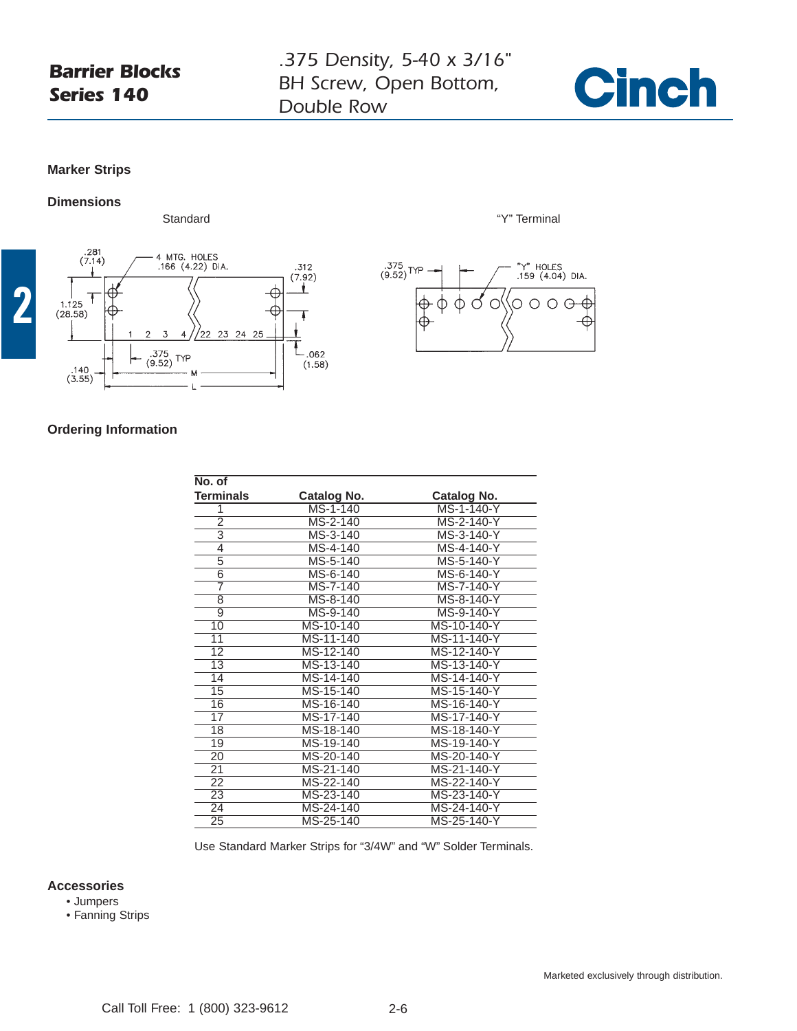# Barrier Blocks Series 140

.375 Density, 5-40 x 3/16" BH Screw, Open Bottom, Double Row

## Marker Strips

### Dimensions

Standard

.281
(7.14)
4 MTG. HOLES
.166 (4.22) DIA.
.312
(7.92)
1.125
(28.58)
1 2 3 4 22 23 24 25
.375 TYP
(9.52)
.062
(1.58)
.140
(3.55)
M
L

"Y" Terminal

.375 TYP
(9.52)
"Y" HOLES
.159 (4.04) DIA.

### Ordering Information

| No. of Terminals | Catalog No. | Catalog No. |
|---|---|---|
| 1 | MS-1-140 | MS-1-140-Y |
| 2 | MS-2-140 | MS-2-140-Y |
| 3 | MS-3-140 | MS-3-140-Y |
| 4 | MS-4-140 | MS-4-140-Y |
| 5 | MS-5-140 | MS-5-140-Y |
| 6 | MS-6-140 | MS-6-140-Y |
| 7 | MS-7-140 | MS-7-140-Y |
| 8 | MS-8-140 | MS-8-140-Y |
| 9 | MS-9-140 | MS-9-140-Y |
| 10 | MS-10-140 | MS-10-140-Y |
| 11 | MS-11-140 | MS-11-140-Y |
| 12 | MS-12-140 | MS-12-140-Y |
| 13 | MS-13-140 | MS-13-140-Y |
| 14 | MS-14-140 | MS-14-140-Y |
| 15 | MS-15-140 | MS-15-140-Y |
| 16 | MS-16-140 | MS-16-140-Y |
| 17 | MS-17-140 | MS-17-140-Y |
| 18 | MS-18-140 | MS-18-140-Y |
| 19 | MS-19-140 | MS-19-140-Y |
| 20 | MS-20-140 | MS-20-140-Y |
| 21 | MS-21-140 | MS-21-140-Y |
| 22 | MS-22-140 | MS-22-140-Y |
| 23 | MS-23-140 | MS-23-140-Y |
| 24 | MS-24-140 | MS-24-140-Y |
| 25 | MS-25-140 | MS-25-140-Y |

Use Standard Marker Strips for "3/4W" and "W" Solder Terminals.

### Accessories

- Jumpers
- Fanning Strips

Marketed exclusively through distribution.

Call Toll Free: 1 (800) 323-9612